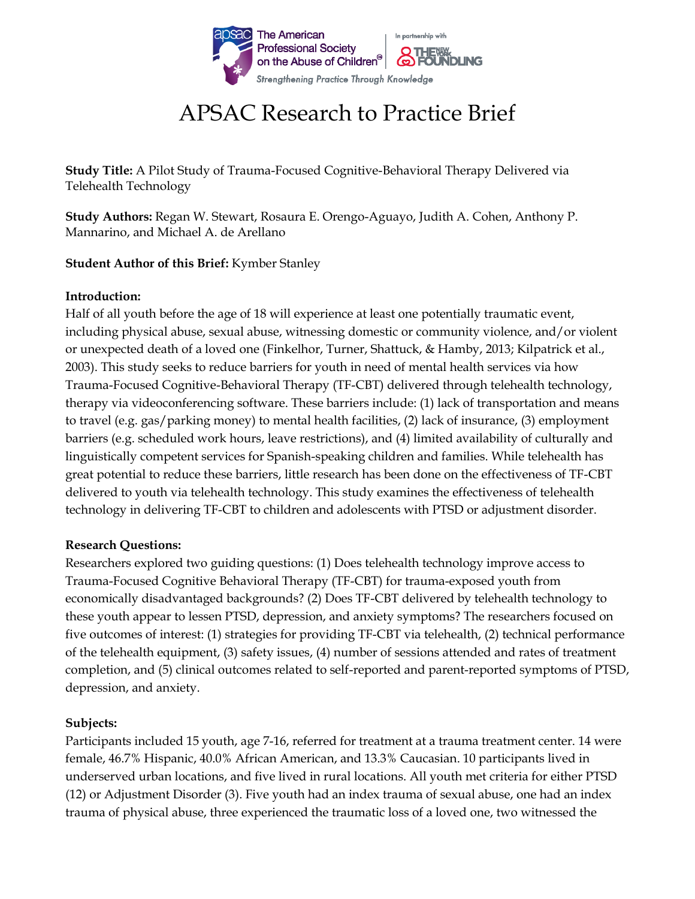# APSAC Research to Practice Brief

**Study Title:** A Pilot Study of Trauma-Focused Cognitive-Behavioral Therapy Delivered via Telehealth Technology

**Study Authors:** Regan W. Stewart, Rosaura E. Orengo-Aguayo, Judith A. Cohen, Anthony P. Mannarino, and Michael A. de Arellano

**Student Author of this Brief:** Kymber Stanley

**Introduction:**

Half of all youth before the age of 18 will experience at least one potentially traumatic event, including physical abuse, sexual abuse, witnessing domestic or community violence, and/or violent or unexpected death of a loved one (Finkelhor, Turner, Shattuck, & Hamby, 2013; Kilpatrick et al., 2003). This study seeks to reduce barriers for youth in need of mental health services via how Trauma-Focused Cognitive-Behavioral Therapy (TF-CBT) delivered through telehealth technology, therapy via videoconferencing software. These barriers include: (1) lack of transportation and means to travel (e.g. gas/parking money) to mental health facilities, (2) lack of insurance, (3) employment barriers (e.g. scheduled work hours, leave restrictions), and (4) limited availability of culturally and linguistically competent services for Spanish-speaking children and families. While telehealth has great potential to reduce these barriers, little research has been done on the effectiveness of TF-CBT delivered to youth via telehealth technology. This study examines the effectiveness of telehealth technology in delivering TF-CBT to children and adolescents with PTSD or adjustment disorder.

**Research Questions:**

Researchers explored two guiding questions: (1) Does telehealth technology improve access to Trauma-Focused Cognitive Behavioral Therapy (TF-CBT) for trauma-exposed youth from economically disadvantaged backgrounds? (2) Does TF-CBT delivered by telehealth technology to these youth appear to lessen PTSD, depression, and anxiety symptoms? The researchers focused on five outcomes of interest: (1) strategies for providing TF-CBT via telehealth, (2) technical performance of the telehealth equipment, (3) safety issues, (4) number of sessions attended and rates of treatment completion, and (5) clinical outcomes related to self-reported and parent-reported symptoms of PTSD, depression, and anxiety.

**Subjects:**

Participants included 15 youth, age 7-16, referred for treatment at a trauma treatment center. 14 were female, 46.7% Hispanic, 40.0% African American, and 13.3% Caucasian. 10 participants lived in underserved urban locations, and five lived in rural locations. All youth met criteria for either PTSD (12) or Adjustment Disorder (3). Five youth had an index trauma of sexual abuse, one had an index trauma of physical abuse, three experienced the traumatic loss of a loved one, two witnessed the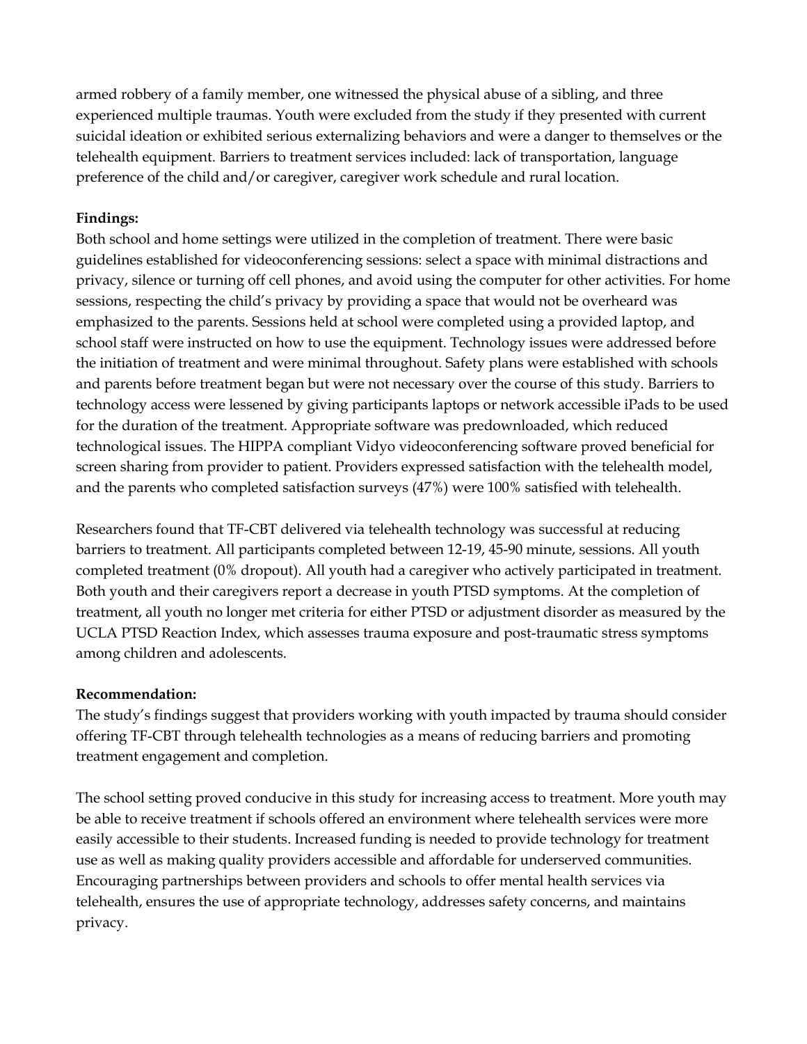armed robbery of a family member, one witnessed the physical abuse of a sibling, and three experienced multiple traumas. Youth were excluded from the study if they presented with current suicidal ideation or exhibited serious externalizing behaviors and were a danger to themselves or the telehealth equipment. Barriers to treatment services included: lack of transportation, language preference of the child and/or caregiver, caregiver work schedule and rural location.

**Findings:**
Both school and home settings were utilized in the completion of treatment. There were basic guidelines established for videoconferencing sessions: select a space with minimal distractions and privacy, silence or turning off cell phones, and avoid using the computer for other activities. For home sessions, respecting the child's privacy by providing a space that would not be overheard was emphasized to the parents. Sessions held at school were completed using a provided laptop, and school staff were instructed on how to use the equipment. Technology issues were addressed before the initiation of treatment and were minimal throughout. Safety plans were established with schools and parents before treatment began but were not necessary over the course of this study. Barriers to technology access were lessened by giving participants laptops or network accessible iPads to be used for the duration of the treatment. Appropriate software was predownloaded, which reduced technological issues. The HIPPA compliant Vidyo videoconferencing software proved beneficial for screen sharing from provider to patient. Providers expressed satisfaction with the telehealth model, and the parents who completed satisfaction surveys (47%) were 100% satisfied with telehealth.

Researchers found that TF-CBT delivered via telehealth technology was successful at reducing barriers to treatment. All participants completed between 12-19, 45-90 minute, sessions. All youth completed treatment (0% dropout). All youth had a caregiver who actively participated in treatment. Both youth and their caregivers report a decrease in youth PTSD symptoms. At the completion of treatment, all youth no longer met criteria for either PTSD or adjustment disorder as measured by the UCLA PTSD Reaction Index, which assesses trauma exposure and post-traumatic stress symptoms among children and adolescents.

**Recommendation:**
The study's findings suggest that providers working with youth impacted by trauma should consider offering TF-CBT through telehealth technologies as a means of reducing barriers and promoting treatment engagement and completion.

The school setting proved conducive in this study for increasing access to treatment. More youth may be able to receive treatment if schools offered an environment where telehealth services were more easily accessible to their students. Increased funding is needed to provide technology for treatment use as well as making quality providers accessible and affordable for underserved communities. Encouraging partnerships between providers and schools to offer mental health services via telehealth, ensures the use of appropriate technology, addresses safety concerns, and maintains privacy.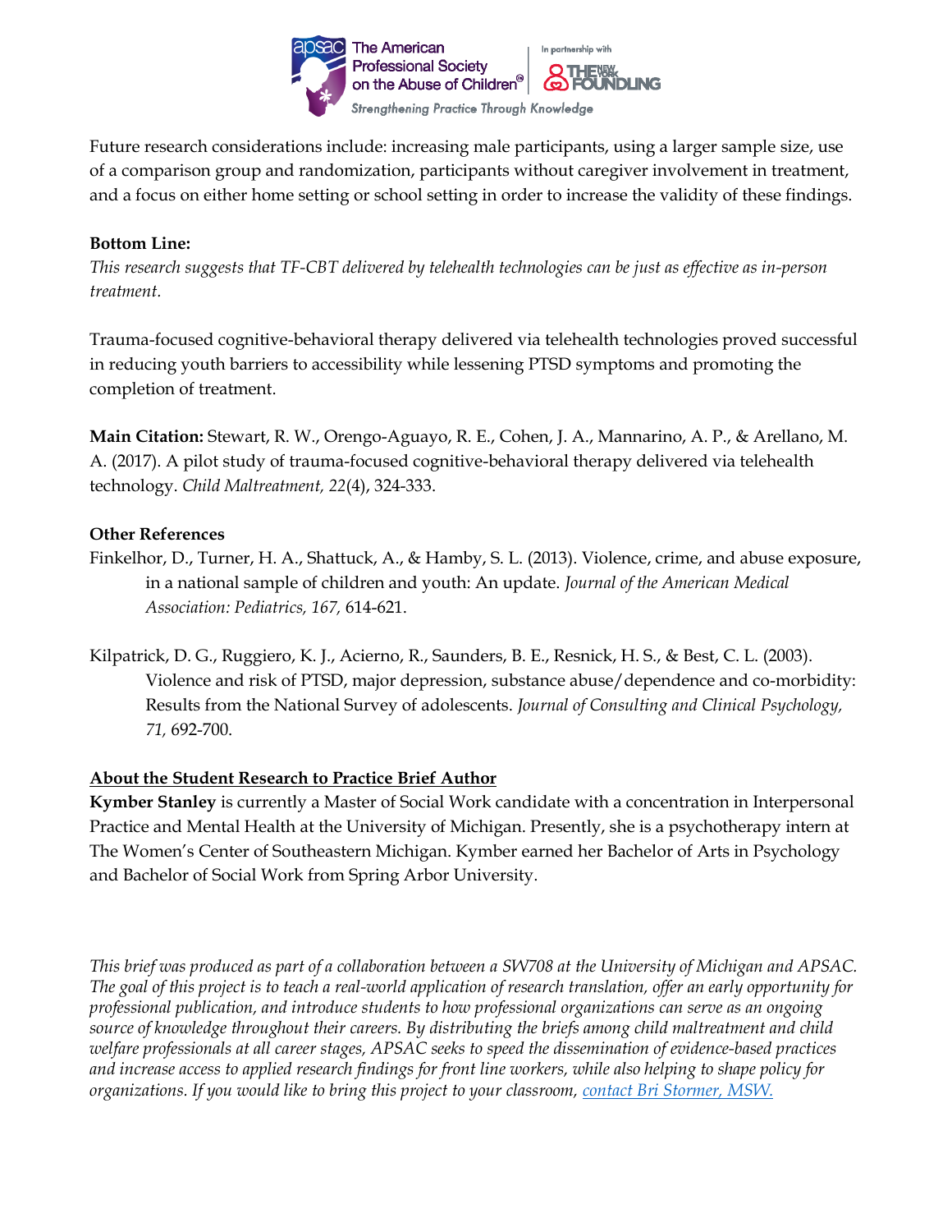Future research considerations include: increasing male participants, using a larger sample size, use of a comparison group and randomization, participants without caregiver involvement in treatment, and a focus on either home setting or school setting in order to increase the validity of these findings.

**Bottom Line:**

*This research suggests that TF-CBT delivered by telehealth technologies can be just as effective as in-person treatment.*

Trauma-focused cognitive-behavioral therapy delivered via telehealth technologies proved successful in reducing youth barriers to accessibility while lessening PTSD symptoms and promoting the completion of treatment.

**Main Citation:** Stewart, R. W., Orengo-Aguayo, R. E., Cohen, J. A., Mannarino, A. P., & Arellano, M. A. (2017). A pilot study of trauma-focused cognitive-behavioral therapy delivered via telehealth technology. *Child Maltreatment, 22*(4), 324-333.

**Other References**

Finkelhor, D., Turner, H. A., Shattuck, A., & Hamby, S. L. (2013). Violence, crime, and abuse exposure, in a national sample of children and youth: An update. *Journal of the American Medical Association: Pediatrics, 167,* 614-621.

Kilpatrick, D. G., Ruggiero, K. J., Acierno, R., Saunders, B. E., Resnick, H. S., & Best, C. L. (2003). Violence and risk of PTSD, major depression, substance abuse/dependence and co-morbidity: Results from the National Survey of adolescents. *Journal of Consulting and Clinical Psychology, 71,* 692-700.

**About the Student Research to Practice Brief Author**

**Kymber Stanley** is currently a Master of Social Work candidate with a concentration in Interpersonal Practice and Mental Health at the University of Michigan. Presently, she is a psychotherapy intern at The Women's Center of Southeastern Michigan. Kymber earned her Bachelor of Arts in Psychology and Bachelor of Social Work from Spring Arbor University.

*This brief was produced as part of a collaboration between a SW708 at the University of Michigan and APSAC. The goal of this project is to teach a real-world application of research translation, offer an early opportunity for professional publication, and introduce students to how professional organizations can serve as an ongoing source of knowledge throughout their careers. By distributing the briefs among child maltreatment and child welfare professionals at all career stages, APSAC seeks to speed the dissemination of evidence-based practices and increase access to applied research findings for front line workers, while also helping to shape policy for organizations. If you would like to bring this project to your classroom, contact Bri Stormer, MSW.*